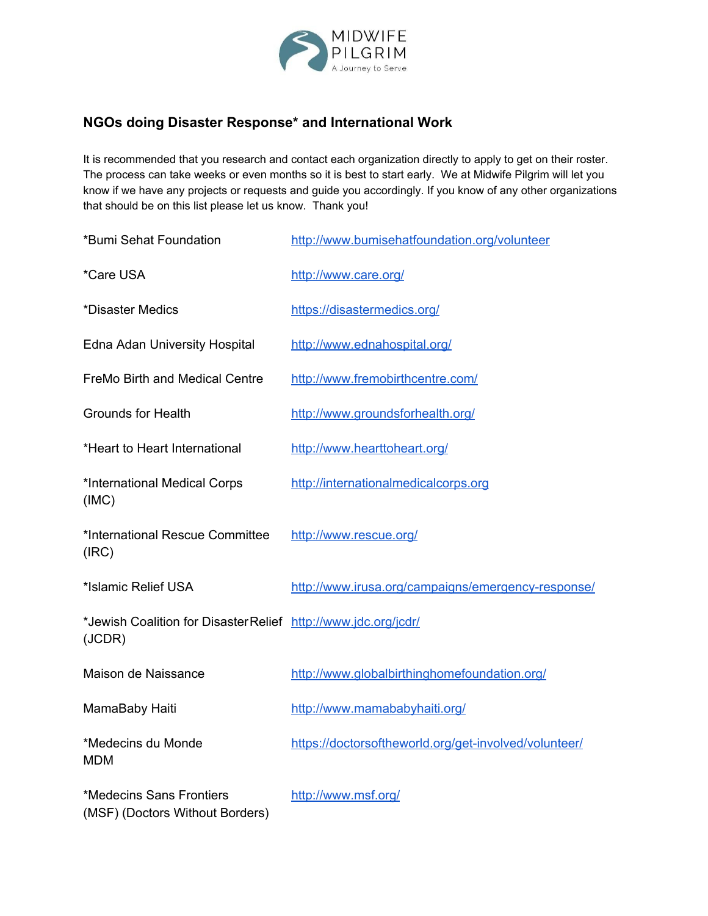MIDWIFE PILGRIM
A Journey to Serve

## NGOs doing Disaster Response* and International Work

It is recommended that you research and contact each organization directly to apply to get on their roster. The process can take weeks or even months so it is best to start early. We at Midwife Pilgrim will let you know if we have any projects or requests and guide you accordingly. If you know of any other organizations that should be on this list please let us know. Thank you!

| | |
|---|---|
| *Bumi Sehat Foundation | http://www.bumisehatfoundation.org/volunteer |
| *Care USA | http://www.care.org/ |
| *Disaster Medics | https://disastermedics.org/ |
| Edna Adan University Hospital | http://www.ednahospital.org/ |
| FreMo Birth and Medical Centre | http://www.fremobirthcentre.com/ |
| Grounds for Health | http://www.groundsforhealth.org/ |
| *Heart to Heart International | http://www.hearttoheart.org/ |
| *International Medical Corps (IMC) | http://internationalmedicalcorps.org |
| *International Rescue Committee (IRC) | http://www.rescue.org/ |
| *Islamic Relief USA | http://www.irusa.org/campaigns/emergency-response/ |
| *Jewish Coalition for Disaster Relief (JCDR) | http://www.jdc.org/jcdr/ |
| Maison de Naissance | http://www.globalbirthinghomefoundation.org/ |
| MamaBaby Haiti | http://www.mamababyhaiti.org/ |
| *Medecins du Monde MDM | https://doctorsoftheworld.org/get-involved/volunteer/ |
| *Medecins Sans Frontiers (MSF) (Doctors Without Borders) | http://www.msf.org/ |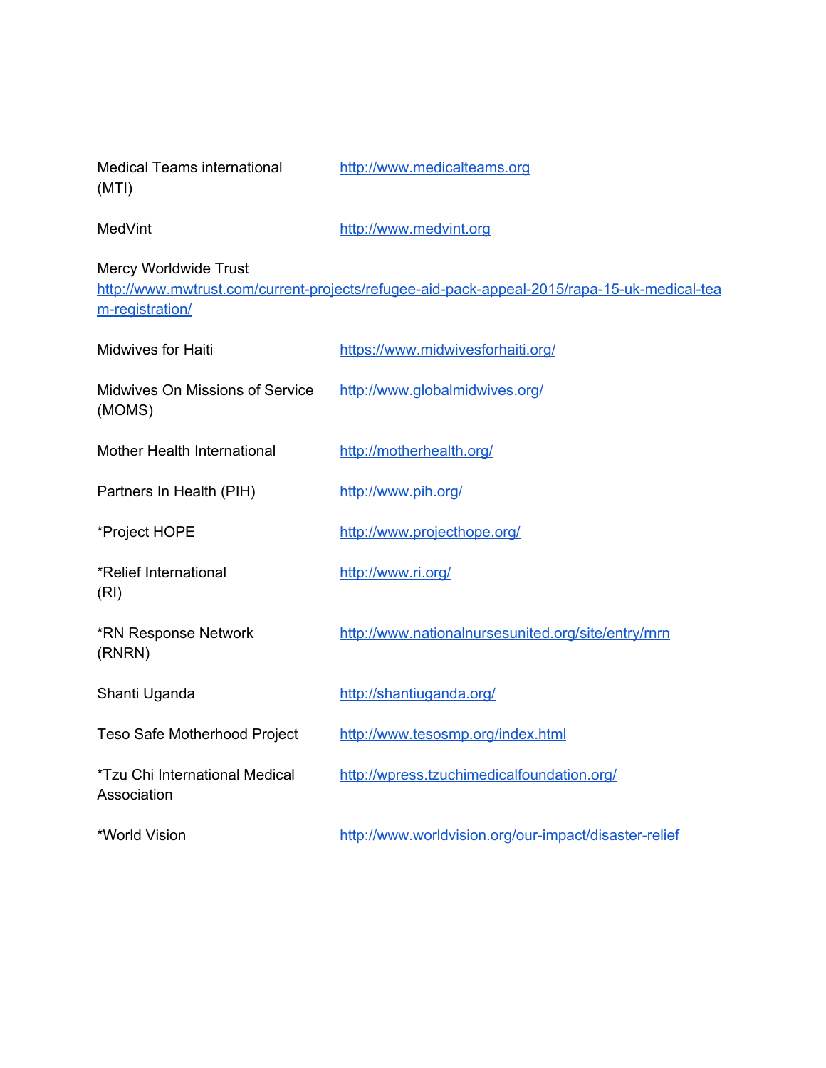| | |
|---|---|
| Medical Teams international (MTI) | http://www.medicalteams.org |
| MedVint | http://www.medvint.org |

Mercy Worldwide Trust
http://www.mwtrust.com/current-projects/refugee-aid-pack-appeal-2015/rapa-15-uk-medical-team-registration/

| | |
|---|---|
| Midwives for Haiti | https://www.midwivesforhaiti.org/ |
| Midwives On Missions of Service (MOMS) | http://www.globalmidwives.org/ |
| Mother Health International | http://motherhealth.org/ |
| Partners In Health (PIH) | http://www.pih.org/ |
| *Project HOPE | http://www.projecthope.org/ |
| *Relief International (RI) | http://www.ri.org/ |
| *RN Response Network (RNRN) | http://www.nationalnursesunited.org/site/entry/rnrn |
| Shanti Uganda | http://shantiuganda.org/ |
| Teso Safe Motherhood Project | http://www.tesosmp.org/index.html |
| *Tzu Chi International Medical Association | http://wpress.tzuchimedicalfoundation.org/ |
| *World Vision | http://www.worldvision.org/our-impact/disaster-relief |